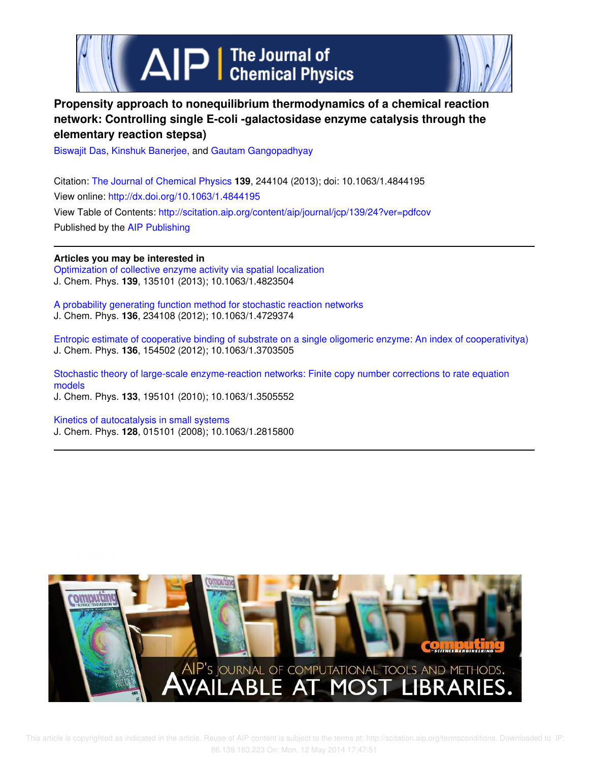# Propensity approach to nonequilibrium thermodynamics of a chemical reaction network: Controlling single E-coli -galactosidase enzyme catalysis through the elementary reaction stepsa)

Biswajit Das, Kinshuk Banerjee, and Gautam Gangopadhyay

Citation: The Journal of Chemical Physics **139**, 244104 (2013); doi: 10.1063/1.4844195

View online: http://dx.doi.org/10.1063/1.4844195

View Table of Contents: http://scitation.aip.org/content/aip/journal/jcp/139/24?ver=pdfcov

Published by the AIP Publishing

---

**Articles you may be interested in**

Optimization of collective enzyme activity via spatial localization
J. Chem. Phys. **139**, 135101 (2013); 10.1063/1.4823504

A probability generating function method for stochastic reaction networks
J. Chem. Phys. **136**, 234108 (2012); 10.1063/1.4729374

Entropic estimate of cooperative binding of substrate on a single oligomeric enzyme: An index of cooperativitya)
J. Chem. Phys. **136**, 154502 (2012); 10.1063/1.3703505

Stochastic theory of large-scale enzyme-reaction networks: Finite copy number corrections to rate equation models
J. Chem. Phys. **133**, 195101 (2010); 10.1063/1.3505552

Kinetics of autocatalysis in small systems
J. Chem. Phys. **128**, 015101 (2008); 10.1063/1.2815800

---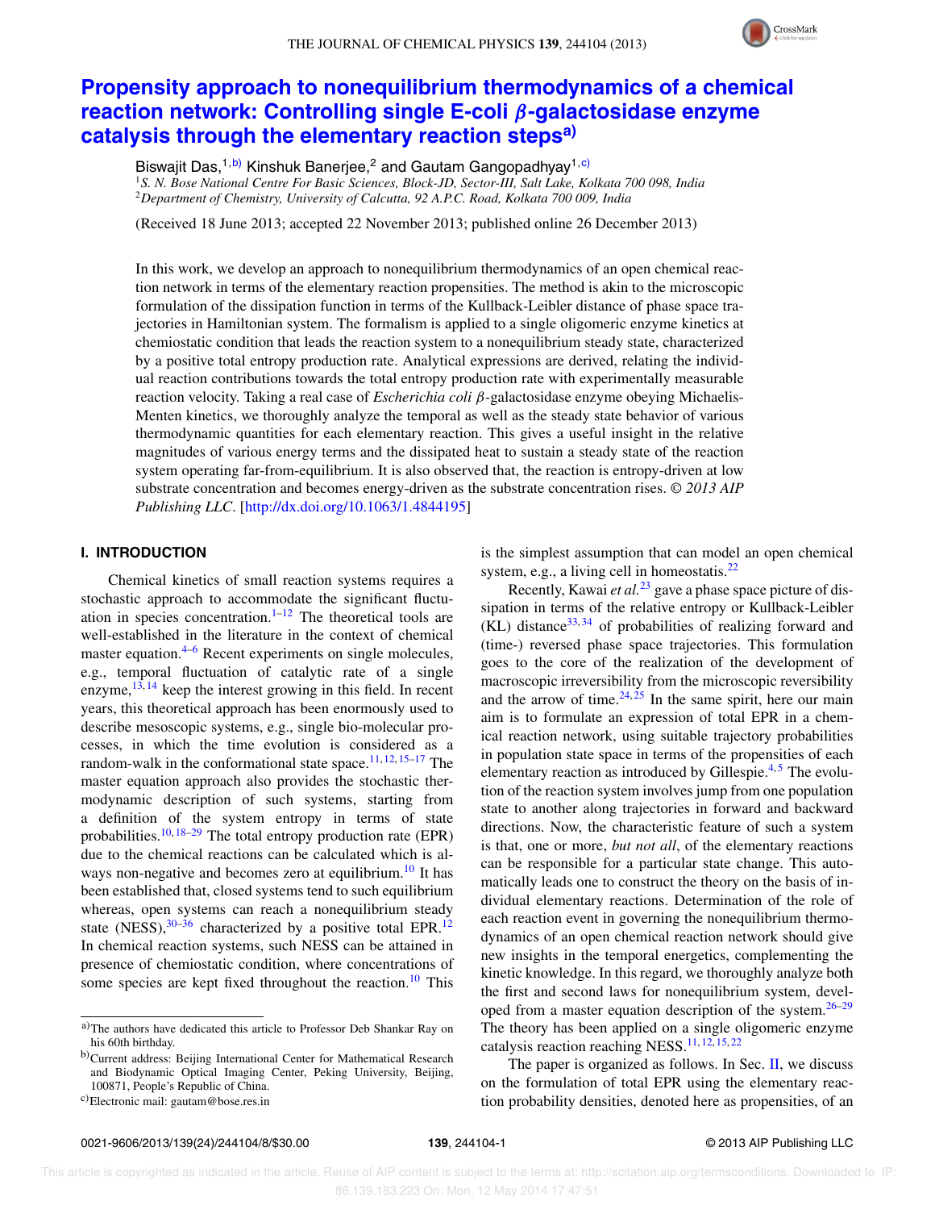# Propensity approach to nonequilibrium thermodynamics of a chemical reaction network: Controlling single E-coli $\beta$-galactosidase enzyme catalysis through the elementary reaction steps[a)]

Biswajit Das,[1,b)] Kinshuk Banerjee,[2] and Gautam Gangopadhyay[1,c)]

[1]*S. N. Bose National Centre For Basic Sciences, Block-JD, Sector-III, Salt Lake, Kolkata 700 098, India*
[2]*Department of Chemistry, University of Calcutta, 92 A.P.C. Road, Kolkata 700 009, India*

(Received 18 June 2013; accepted 22 November 2013; published online 26 December 2013)

In this work, we develop an approach to nonequilibrium thermodynamics of an open chemical reaction network in terms of the elementary reaction propensities. The method is akin to the microscopic formulation of the dissipation function in terms of the Kullback-Leibler distance of phase space trajectories in Hamiltonian system. The formalism is applied to a single oligomeric enzyme kinetics at chemiostatic condition that leads the reaction system to a nonequilibrium steady state, characterized by a positive total entropy production rate. Analytical expressions are derived, relating the individual reaction contributions towards the total entropy production rate with experimentally measurable reaction velocity. Taking a real case of *Escherichia coli* $\beta$-galactosidase enzyme obeying Michaelis-Menten kinetics, we thoroughly analyze the temporal as well as the steady state behavior of various thermodynamic quantities for each elementary reaction. This gives a useful insight in the relative magnitudes of various energy terms and the dissipated heat to sustain a steady state of the reaction system operating far-from-equilibrium. It is also observed that, the reaction is entropy-driven at low substrate concentration and becomes energy-driven as the substrate concentration rises. *© 2013 AIP Publishing LLC*. [http://dx.doi.org/10.1063/1.4844195]

## I. INTRODUCTION

Chemical kinetics of small reaction systems requires a stochastic approach to accommodate the significant fluctuation in species concentration.[1–12] The theoretical tools are well-established in the literature in the context of chemical master equation.[4–6] Recent experiments on single molecules, e.g., temporal fluctuation of catalytic rate of a single enzyme,[13,14] keep the interest growing in this field. In recent years, this theoretical approach has been enormously used to describe mesoscopic systems, e.g., single bio-molecular processes, in which the time evolution is considered as a random-walk in the conformational state space.[11,12,15–17] The master equation approach also provides the stochastic thermodynamic description of such systems, starting from a definition of the system entropy in terms of state probabilities.[10,18–29] The total entropy production rate (EPR) due to the chemical reactions can be calculated which is always non-negative and becomes zero at equilibrium.[10] It has been established that, closed systems tend to such equilibrium whereas, open systems can reach a nonequilibrium steady state (NESS),[30–36] characterized by a positive total EPR.[12] In chemical reaction systems, such NESS can be attained in presence of chemiostatic condition, where concentrations of some species are kept fixed throughout the reaction.[10] This is the simplest assumption that can model an open chemical system, e.g., a living cell in homeostatis.[22]

Recently, Kawai *et al.*[23] gave a phase space picture of dissipation in terms of the relative entropy or Kullback-Leibler (KL) distance[33,34] of probabilities of realizing forward and (time-) reversed phase space trajectories. This formulation goes to the core of the realization of the development of macroscopic irreversibility from the microscopic reversibility and the arrow of time.[24,25] In the same spirit, here our main aim is to formulate an expression of total EPR in a chemical reaction network, using suitable trajectory probabilities in population state space in terms of the propensities of each elementary reaction as introduced by Gillespie.[4,5] The evolution of the reaction system involves jump from one population state to another along trajectories in forward and backward directions. Now, the characteristic feature of such a system is that, one or more, *but not all*, of the elementary reactions can be responsible for a particular state change. This automatically leads one to construct the theory on the basis of individual elementary reactions. Determination of the role of each reaction event in governing the nonequilibrium thermodynamics of an open chemical reaction network should give new insights in the temporal energetics, complementing the kinetic knowledge. In this regard, we thoroughly analyze both the first and second laws for nonequilibrium system, developed from a master equation description of the system.[26–29] The theory has been applied on a single oligomeric enzyme catalysis reaction reaching NESS.[11,12,15,22]

The paper is organized as follows. In Sec. II, we discuss on the formulation of total EPR using the elementary reaction probability densities, denoted here as propensities, of an

---

a)The authors have dedicated this article to Professor Deb Shankar Ray on his 60th birthday.

b)Current address: Beijing International Center for Mathematical Research and Biodynamic Optical Imaging Center, Peking University, Beijing, 100871, People's Republic of China.

c)Electronic mail: gautam@bose.res.in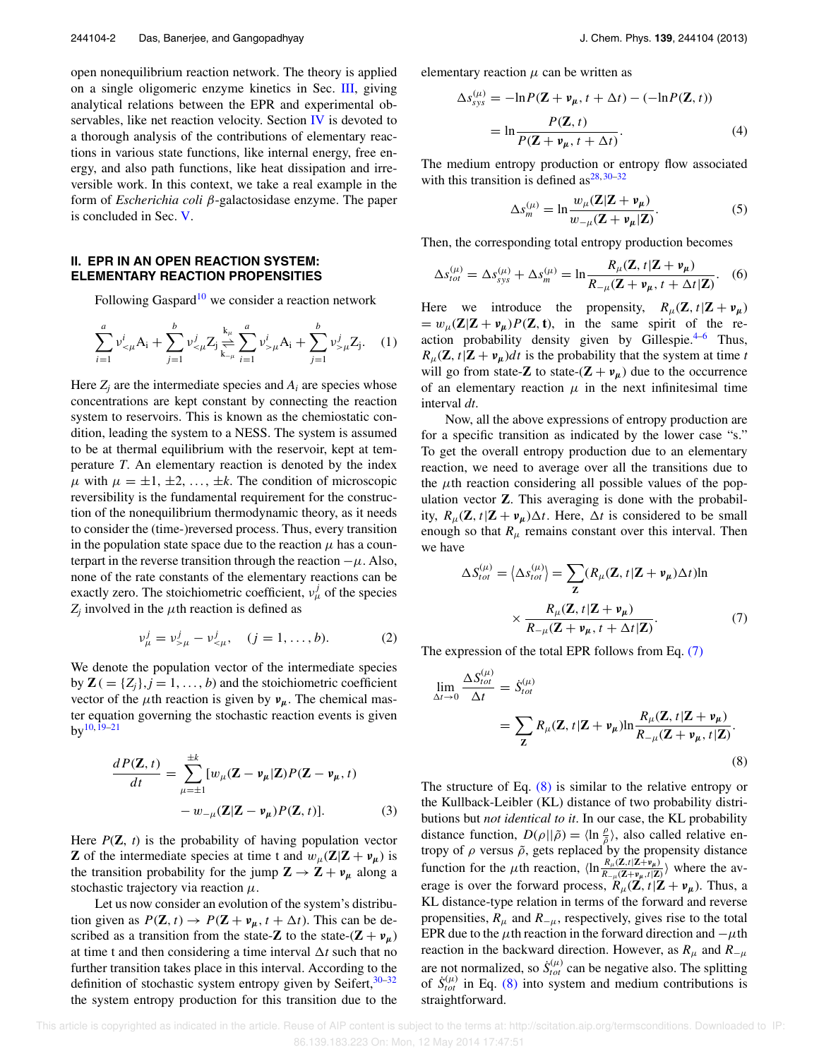open nonequilibrium reaction network. The theory is applied on a single oligomeric enzyme kinetics in Sec. III, giving analytical relations between the EPR and experimental observables, like net reaction velocity. Section IV is devoted to a thorough analysis of the contributions of elementary reactions in various state functions, like internal energy, free energy, and also path functions, like heat dissipation and irreversible work. In this context, we take a real example in the form of *Escherichia coli* $\beta$-galactosidase enzyme. The paper is concluded in Sec. V.

## II. EPR IN AN OPEN REACTION SYSTEM: ELEMENTARY REACTION PROPENSITIES

Following Gaspard[10] we consider a reaction network

$$\sum_{i=1}^{a} \nu^{i}_{<\mu} \mathrm{A_i} + \sum_{j=1}^{b} \nu^{j}_{<\mu} \mathrm{Z_j} \underset{\mathrm{k}_{-\mu}}{\overset{\mathrm{k}_{\mu}}{\rightleftharpoons}} \sum_{i=1}^{a} \nu^{i}_{>\mu} \mathrm{A_i} + \sum_{j=1}^{b} \nu^{j}_{>\mu} \mathrm{Z_j}. \quad (1)$$

Here $Z_j$ are the intermediate species and $A_i$ are species whose concentrations are kept constant by connecting the reaction system to reservoirs. This is known as the chemiostatic condition, leading the system to a NESS. The system is assumed to be at thermal equilibrium with the reservoir, kept at temperature $T$. An elementary reaction is denoted by the index $\mu$ with $\mu = \pm 1, \pm 2, \ldots, \pm k$. The condition of microscopic reversibility is the fundamental requirement for the construction of the nonequilibrium thermodynamic theory, as it needs to consider the (time-)reversed process. Thus, every transition in the population state space due to the reaction $\mu$ has a counterpart in the reverse transition through the reaction $-\mu$. Also, none of the rate constants of the elementary reactions can be exactly zero. The stoichiometric coefficient, $\nu^j_\mu$ of the species $Z_j$ involved in the $\mu$th reaction is defined as

$$\nu^j_\mu = \nu^j_{>\mu} - \nu^j_{<\mu}, \quad (j = 1, \ldots, b). \quad (2)$$

We denote the population vector of the intermediate species by $\mathbf{Z}\,( = \{Z_j\}, j = 1, \ldots, b)$ and the stoichiometric coefficient vector of the $\mu$th reaction is given by $\boldsymbol{\nu_\mu}$. The chemical master equation governing the stochastic reaction events is given by[10,19–21]

$$\frac{dP(\mathbf{Z}, t)}{dt} = \sum_{\mu=\pm 1}^{\pm k} [w_\mu(\mathbf{Z} - \boldsymbol{\nu_\mu}|\mathbf{Z}) P(\mathbf{Z} - \boldsymbol{\nu_\mu}, t) - w_{-\mu}(\mathbf{Z}|\mathbf{Z} - \boldsymbol{\nu_\mu}) P(\mathbf{Z}, t)]. \quad (3)$$

Here $P(\mathbf{Z}, t)$ is the probability of having population vector $\mathbf{Z}$ of the intermediate species at time t and $w_\mu(\mathbf{Z}|\mathbf{Z} + \boldsymbol{\nu_\mu})$ is the transition probability for the jump $\mathbf{Z} \to \mathbf{Z} + \boldsymbol{\nu_\mu}$ along a stochastic trajectory via reaction $\mu$.

Let us now consider an evolution of the system's distribution given as $P(\mathbf{Z}, t) \to P(\mathbf{Z} + \boldsymbol{\nu_\mu}, t + \Delta t)$. This can be described as a transition from the state-$\mathbf{Z}$ to the state-$(\mathbf{Z} + \boldsymbol{\nu_\mu})$ at time t and then considering a time interval $\Delta t$ such that no further transition takes place in this interval. According to the definition of stochastic system entropy given by Seifert,[30–32] the system entropy production for this transition due to the elementary reaction $\mu$ can be written as

$$\Delta s^{(\mu)}_{sys} = -\ln P(\mathbf{Z} + \boldsymbol{\nu_\mu}, t + \Delta t) - (-\ln P(\mathbf{Z}, t)) = \ln \frac{P(\mathbf{Z}, t)}{P(\mathbf{Z} + \boldsymbol{\nu_\mu}, t + \Delta t)}. \quad (4)$$

The medium entropy production or entropy flow associated with this transition is defined as[28,30–32]

$$\Delta s^{(\mu)}_m = \ln \frac{w_\mu(\mathbf{Z}|\mathbf{Z} + \boldsymbol{\nu_\mu})}{w_{-\mu}(\mathbf{Z} + \boldsymbol{\nu_\mu}|\mathbf{Z})}. \quad (5)$$

Then, the corresponding total entropy production becomes

$$\Delta s^{(\mu)}_{tot} = \Delta s^{(\mu)}_{sys} + \Delta s^{(\mu)}_m = \ln \frac{R_\mu(\mathbf{Z}, t|\mathbf{Z} + \boldsymbol{\nu_\mu})}{R_{-\mu}(\mathbf{Z} + \boldsymbol{\nu_\mu}, t + \Delta t|\mathbf{Z})}. \quad (6)$$

Here we introduce the propensity, $R_\mu(\mathbf{Z}, t|\mathbf{Z} + \boldsymbol{\nu_\mu}) = w_\mu(\mathbf{Z}|\mathbf{Z} + \boldsymbol{\nu_\mu}) P(\mathbf{Z}, \mathbf{t})$, in the same spirit of the reaction probability density given by Gillespie.[4–6] Thus, $R_\mu(\mathbf{Z}, t|\mathbf{Z} + \boldsymbol{\nu_\mu}) dt$ is the probability that the system at time $t$ will go from state-$\mathbf{Z}$ to state-$(\mathbf{Z} + \boldsymbol{\nu_\mu})$ due to the occurrence of an elementary reaction $\mu$ in the next infinitesimal time interval $dt$.

Now, all the above expressions of entropy production are for a specific transition as indicated by the lower case "s." To get the overall entropy production due to an elementary reaction, we need to average over all the transitions due to the $\mu$th reaction considering all possible values of the population vector $\mathbf{Z}$. This averaging is done with the probability, $R_\mu(\mathbf{Z}, t|\mathbf{Z} + \boldsymbol{\nu_\mu})\Delta t$. Here, $\Delta t$ is considered to be small enough so that $R_\mu$ remains constant over this interval. Then we have

$$\Delta S^{(\mu)}_{tot} = \langle \Delta s^{(\mu)}_{tot} \rangle = \sum_{\mathbf{Z}} (R_\mu(\mathbf{Z}, t|\mathbf{Z} + \boldsymbol{\nu_\mu})\Delta t) \ln \frac{R_\mu(\mathbf{Z}, t|\mathbf{Z} + \boldsymbol{\nu_\mu})}{R_{-\mu}(\mathbf{Z} + \boldsymbol{\nu_\mu}, t + \Delta t|\mathbf{Z})}. \quad (7)$$

The expression of the total EPR follows from Eq. (7)

$$\lim_{\Delta t \to 0} \frac{\Delta S^{(\mu)}_{tot}}{\Delta t} = \dot{S}^{(\mu)}_{tot} = \sum_{\mathbf{Z}} R_\mu(\mathbf{Z}, t|\mathbf{Z} + \boldsymbol{\nu_\mu}) \ln \frac{R_\mu(\mathbf{Z}, t|\mathbf{Z} + \boldsymbol{\nu_\mu})}{R_{-\mu}(\mathbf{Z} + \boldsymbol{\nu_\mu}, t|\mathbf{Z})}. \quad (8)$$

The structure of Eq. (8) is similar to the relative entropy or the Kullback-Leibler (KL) distance of two probability distributions but *not identical to it*. In our case, the KL probability distance function, $D(\rho||\tilde{\rho}) = \langle \ln \frac{\rho}{\tilde{\rho}} \rangle$, also called relative entropy of $\rho$ versus $\tilde{\rho}$, gets replaced by the propensity distance function for the $\mu$th reaction, $\langle \ln \frac{R_\mu(\mathbf{Z}, t|\mathbf{Z} + \boldsymbol{\nu_\mu})}{R_{-\mu}(\mathbf{Z} + \boldsymbol{\nu_\mu}, t|\mathbf{Z})} \rangle$ where the average is over the forward process, $R_\mu(\mathbf{Z}, t|\mathbf{Z} + \boldsymbol{\nu_\mu})$. Thus, a KL distance-type relation in terms of the forward and reverse propensities, $R_\mu$ and $R_{-\mu}$, respectively, gives rise to the total EPR due to the $\mu$th reaction in the forward direction and $-\mu$th reaction in the backward direction. However, as $R_\mu$ and $R_{-\mu}$ are not normalized, so $\dot{S}^{(\mu)}_{tot}$ can be negative also. The splitting of $\dot{S}^{(\mu)}_{tot}$ in Eq. (8) into system and medium contributions is straightforward.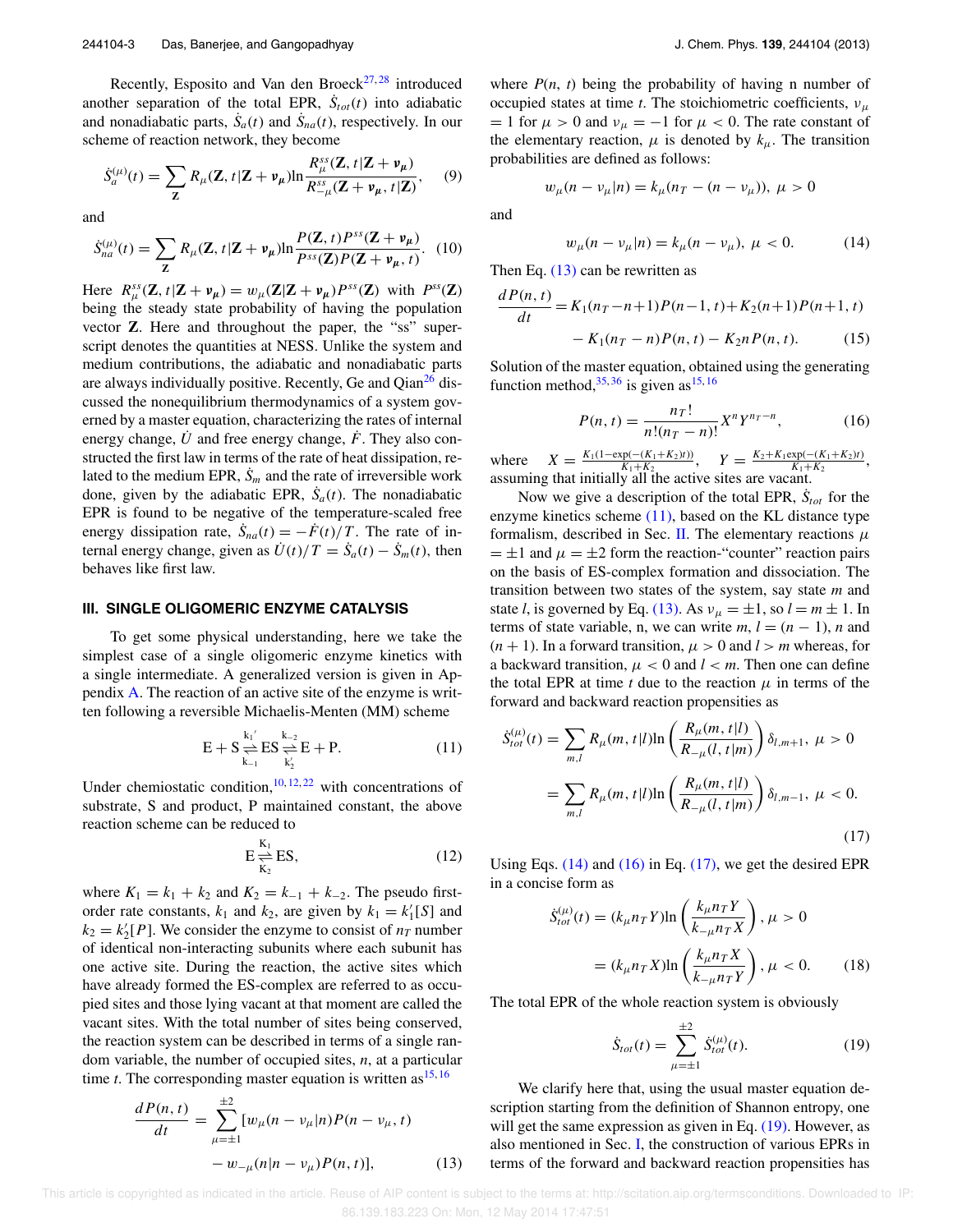Recently, Esposito and Van den Broeck[27,28] introduced another separation of the total EPR, $\dot{S}_{tot}(t)$ into adiabatic and nonadiabatic parts, $\dot{S}_a(t)$ and $\dot{S}_{na}(t)$, respectively. In our scheme of reaction network, they become

$$\dot{S}_a^{(\mu)}(t) = \sum_{\mathbf{Z}} R_\mu(\mathbf{Z}, t|\mathbf{Z}+\boldsymbol{\nu}_\mu) \ln \frac{R_\mu^{ss}(\mathbf{Z}, t|\mathbf{Z}+\boldsymbol{\nu}_\mu)}{R_{-\mu}^{ss}(\mathbf{Z}+\boldsymbol{\nu}_\mu, t|\mathbf{Z})}, \quad (9)$$

and

$$\dot{S}_{na}^{(\mu)}(t) = \sum_{\mathbf{Z}} R_\mu(\mathbf{Z}, t|\mathbf{Z}+\boldsymbol{\nu}_\mu) \ln \frac{P(\mathbf{Z}, t) P^{ss}(\mathbf{Z}+\boldsymbol{\nu}_\mu)}{P^{ss}(\mathbf{Z}) P(\mathbf{Z}+\boldsymbol{\nu}_\mu, t)}. \quad (10)$$

Here $R_\mu^{ss}(\mathbf{Z}, t|\mathbf{Z}+\boldsymbol{\nu}_\mu) = w_\mu(\mathbf{Z}|\mathbf{Z}+\boldsymbol{\nu}_\mu) P^{ss}(\mathbf{Z})$ with $P^{ss}(\mathbf{Z})$ being the steady state probability of having the population vector $\mathbf{Z}$. Here and throughout the paper, the "ss" superscript denotes the quantities at NESS. Unlike the system and medium contributions, the adiabatic and nonadiabatic parts are always individually positive. Recently, Ge and Qian[26] discussed the nonequilibrium thermodynamics of a system governed by a master equation, characterizing the rates of internal energy change, $\dot{U}$ and free energy change, $\dot{F}$. They also constructed the first law in terms of the rate of heat dissipation, related to the medium EPR, $\dot{S}_m$ and the rate of irreversible work done, given by the adiabatic EPR, $\dot{S}_a(t)$. The nonadiabatic EPR is found to be negative of the temperature-scaled free energy dissipation rate, $\dot{S}_{na}(t) = -\dot{F}(t)/T$. The rate of internal energy change, given as $\dot{U}(t)/T = \dot{S}_a(t) - \dot{S}_m(t)$, then behaves like first law.

### III. SINGLE OLIGOMERIC ENZYME CATALYSIS

To get some physical understanding, here we take the simplest case of a single oligomeric enzyme kinetics with a single intermediate. A generalized version is given in Appendix A. The reaction of an active site of the enzyme is written following a reversible Michaelis-Menten (MM) scheme

$$\mathrm{E} + \mathrm{S} \underset{k_{-1}}{\overset{k_1'}{\rightleftharpoons}} \mathrm{ES} \underset{k_2'}{\overset{k_{-2}}{\rightleftharpoons}} \mathrm{E} + \mathrm{P}. \quad (11)$$

Under chemiostatic condition,[10,12,22] with concentrations of substrate, S and product, P maintained constant, the above reaction scheme can be reduced to

$$\mathrm{E} \underset{K_2}{\overset{K_1}{\rightleftharpoons}} \mathrm{ES}, \quad (12)$$

where $K_1 = k_1 + k_2$ and $K_2 = k_{-1} + k_{-2}$. The pseudo first-order rate constants, $k_1$ and $k_2$, are given by $k_1 = k_1'[S]$ and $k_2 = k_2'[P]$. We consider the enzyme to consist of $n_T$ number of identical non-interacting subunits where each subunit has one active site. During the reaction, the active sites which have already formed the ES-complex are referred to as occupied sites and those lying vacant at that moment are called the vacant sites. With the total number of sites being conserved, the reaction system can be described in terms of a single random variable, the number of occupied sites, $n$, at a particular time $t$. The corresponding master equation is written as[15,16]

$$\frac{dP(n,t)}{dt} = \sum_{\mu=\pm 1}^{\pm 2} [w_\mu(n-\nu_\mu|n) P(n-\nu_\mu, t) - w_{-\mu}(n|n-\nu_\mu) P(n,t)], \quad (13)$$

where $P(n, t)$ being the probability of having n number of occupied states at time $t$. The stoichiometric coefficients, $\nu_\mu = 1$ for $\mu > 0$ and $\nu_\mu = -1$ for $\mu < 0$. The rate constant of the elementary reaction, $\mu$ is denoted by $k_\mu$. The transition probabilities are defined as follows:

$$w_\mu(n-\nu_\mu|n) = k_\mu(n_T - (n-\nu_\mu)), \ \mu > 0$$

and

$$w_\mu(n-\nu_\mu|n) = k_\mu(n-\nu_\mu), \ \mu < 0. \quad (14)$$

Then Eq. (13) can be rewritten as

$$\frac{dP(n,t)}{dt} = K_1(n_T - n + 1) P(n-1, t) + K_2(n+1) P(n+1, t) - K_1(n_T - n) P(n,t) - K_2 n P(n,t). \quad (15)$$

Solution of the master equation, obtained using the generating function method,[35,36] is given as[15,16]

$$P(n,t) = \frac{n_T!}{n!(n_T - n)!} X^n Y^{n_T - n}, \quad (16)$$

where $X = \frac{K_1(1-\exp(-(K_1+K_2)t))}{K_1+K_2}$, $Y = \frac{K_2 + K_1 \exp(-(K_1+K_2)t)}{K_1+K_2}$, assuming that initially all the active sites are vacant.

Now we give a description of the total EPR, $\dot{S}_{tot}$ for the enzyme kinetics scheme (11), based on the KL distance type formalism, described in Sec. II. The elementary reactions $\mu = \pm 1$ and $\mu = \pm 2$ form the reaction-"counter" reaction pairs on the basis of ES-complex formation and dissociation. The transition between two states of the system, say state $m$ and state $l$, is governed by Eq. (13). As $\nu_\mu = \pm 1$, so $l = m \pm 1$. In terms of state variable, n, we can write $m$, $l = (n-1)$, $n$ and $(n+1)$. In a forward transition, $\mu > 0$ and $l > m$ whereas, for a backward transition, $\mu < 0$ and $l < m$. Then one can define the total EPR at time $t$ due to the reaction $\mu$ in terms of the forward and backward reaction propensities as

$$\begin{aligned}
\dot{S}_{tot}^{(\mu)}(t) &= \sum_{m,l} R_\mu(m, t|l) \ln\left(\frac{R_\mu(m,t|l)}{R_{-\mu}(l,t|m)}\right) \delta_{l,m+1}, \ \mu > 0 \\
&= \sum_{m,l} R_\mu(m, t|l) \ln\left(\frac{R_\mu(m,t|l)}{R_{-\mu}(l,t|m)}\right) \delta_{l,m-1}, \ \mu < 0.
\end{aligned} \quad (17)$$

Using Eqs. (14) and (16) in Eq. (17), we get the desired EPR in a concise form as

$$\begin{aligned}
\dot{S}_{tot}^{(\mu)}(t) &= (k_\mu n_T Y) \ln\left(\frac{k_\mu n_T Y}{k_{-\mu} n_T X}\right), \mu > 0 \\
&= (k_\mu n_T X) \ln\left(\frac{k_\mu n_T X}{k_{-\mu} n_T Y}\right), \mu < 0.
\end{aligned} \quad (18)$$

The total EPR of the whole reaction system is obviously

$$\dot{S}_{tot}(t) = \sum_{\mu=\pm 1}^{\pm 2} \dot{S}_{tot}^{(\mu)}(t). \quad (19)$$

We clarify here that, using the usual master equation description starting from the definition of Shannon entropy, one will get the same expression as given in Eq. (19). However, as also mentioned in Sec. I, the construction of various EPRs in terms of the forward and backward reaction propensities has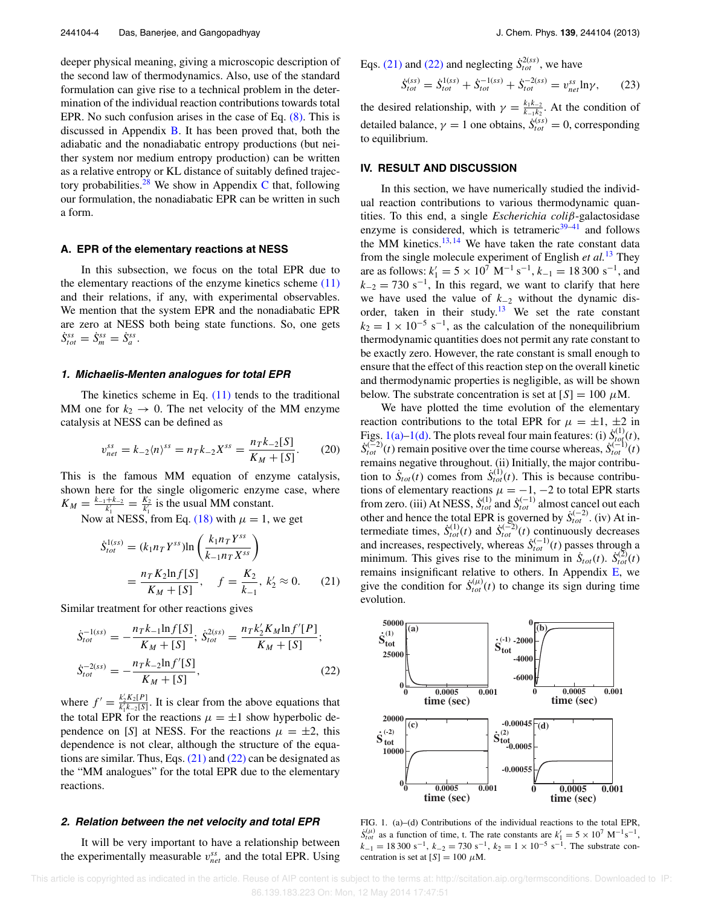deeper physical meaning, giving a microscopic description of the second law of thermodynamics. Also, use of the standard formulation can give rise to a technical problem in the determination of the individual reaction contributions towards total EPR. No such confusion arises in the case of Eq. (8). This is discussed in Appendix B. It has been proved that, both the adiabatic and the nonadiabatic entropy productions (but neither system nor medium entropy production) can be written as a relative entropy or KL distance of suitably defined trajectory probabilities.[28] We show in Appendix C that, following our formulation, the nonadiabatic EPR can be written in such a form.

### A. EPR of the elementary reactions at NESS

In this subsection, we focus on the total EPR due to the elementary reactions of the enzyme kinetics scheme (11) and their relations, if any, with experimental observables. We mention that the system EPR and the nonadiabatic EPR are zero at NESS both being state functions. So, one gets $\dot{S}^{ss}_{tot} = \dot{S}^{ss}_{m} = \dot{S}^{ss}_{a}$.

#### 1. Michaelis-Menten analogues for total EPR

The kinetics scheme in Eq. (11) tends to the traditional MM one for $k_2 \to 0$. The net velocity of the MM enzyme catalysis at NESS can be defined as

$$v^{ss}_{net} = k_{-2}\langle n\rangle^{ss} = n_T k_{-2} X^{ss} = \frac{n_T k_{-2}[S]}{K_M + [S]}. \tag{20}$$

This is the famous MM equation of enzyme catalysis, shown here for the single oligomeric enzyme case, where $K_M = \frac{k_{-1}+k_{-2}}{k'_1} = \frac{K_2}{k'_1}$ is the usual MM constant.

Now at NESS, from Eq. (18) with $\mu = 1$, we get

$$\dot{S}^{1(ss)}_{tot} = (k_1 n_T Y^{ss}) \ln\left(\frac{k_1 n_T Y^{ss}}{k_{-1} n_T X^{ss}}\right) = \frac{n_T K_2 \ln f[S]}{K_M + [S]}, \quad f = \frac{K_2}{k_{-1}},\ k'_2 \approx 0. \tag{21}$$

Similar treatment for other reactions gives

$$\dot{S}^{-1(ss)}_{tot} = -\frac{n_T k_{-1} \ln f[S]}{K_M + [S]};\ \dot{S}^{2(ss)}_{tot} = \frac{n_T k'_2 K_M \ln f'[P]}{K_M + [S]};$$
$$\dot{S}^{-2(ss)}_{tot} = -\frac{n_T k_{-2} \ln f'[S]}{K_M + [S]}, \tag{22}$$

where $f' = \frac{k'_2 K_2 [P]}{k'_1 k_{-2}[S]}$. It is clear from the above equations that the total EPR for the reactions $\mu = \pm 1$ show hyperbolic dependence on $[S]$ at NESS. For the reactions $\mu = \pm 2$, this dependence is not clear, although the structure of the equations are similar. Thus, Eqs. (21) and (22) can be designated as the "MM analogues" for the total EPR due to the elementary reactions.

#### 2. Relation between the net velocity and total EPR

It will be very important to have a relationship between the experimentally measurable $v^{ss}_{net}$ and the total EPR. Using Eqs. (21) and (22) and neglecting $\dot{S}^{2(ss)}_{tot}$, we have

$$\dot{S}^{(ss)}_{tot} = \dot{S}^{1(ss)}_{tot} + \dot{S}^{-1(ss)}_{tot} + \dot{S}^{-2(ss)}_{tot} = v^{ss}_{net} \ln \gamma, \tag{23}$$

the desired relationship, with $\gamma = \frac{k_1 k_{-2}}{k_{-1} k_2}$. At the condition of detailed balance, $\gamma = 1$ one obtains, $\dot{S}^{(ss)}_{tot} = 0$, corresponding to equilibrium.

## IV. RESULT AND DISCUSSION

In this section, we have numerically studied the individual reaction contributions to various thermodynamic quantities. To this end, a single *Escherichia coliβ*-galactosidase enzyme is considered, which is tetrameric[39–41] and follows the MM kinetics.[13,14] We have taken the rate constant data from the single molecule experiment of English *et al.*[13] They are as follows: $k'_1 = 5 \times 10^7$ M$^{-1}$ s$^{-1}$, $k_{-1} = 18\,300$ s$^{-1}$, and $k_{-2} = 730$ s$^{-1}$, In this regard, we want to clarify that here we have used the value of $k_{-2}$ without the dynamic disorder, taken in their study.[13] We set the rate constant $k_2 = 1 \times 10^{-5}$ s$^{-1}$, as the calculation of the nonequilibrium thermodynamic quantities does not permit any rate constant to be exactly zero. However, the rate constant is small enough to ensure that the effect of this reaction step on the overall kinetic and thermodynamic properties is negligible, as will be shown below. The substrate concentration is set at $[S] = 100$ μM.

We have plotted the time evolution of the elementary reaction contributions to the total EPR for $\mu = \pm 1, \pm 2$ in Figs. 1(a)–1(d). The plots reveal four main features: (i) $\dot{S}^{(1)}_{tot}(t)$, $\dot{S}^{(-2)}_{tot}(t)$ remain positive over the time course whereas, $\dot{S}^{(-1)}_{tot}(t)$ remains negative throughout. (ii) Initially, the major contribution to $\dot{S}_{tot}(t)$ comes from $\dot{S}^{(1)}_{tot}(t)$. This is because contributions of elementary reactions $\mu = -1, -2$ to total EPR starts from zero. (iii) At NESS, $\dot{S}^{(1)}_{tot}$ and $\dot{S}^{(-1)}_{tot}$ almost cancel out each other and hence the total EPR is governed by $\dot{S}^{(-2)}_{tot}$. (iv) At intermediate times, $\dot{S}^{(1)}_{tot}(t)$ and $\dot{S}^{(-2)}_{tot}(t)$ continuously decreases and increases, respectively, whereas $\dot{S}^{(-1)}_{tot}(t)$ passes through a minimum. This gives rise to the minimum in $\dot{S}_{tot}(t)$. $\dot{S}^{(2)}_{tot}(t)$ remains insignificant relative to others. In Appendix E, we give the condition for $\dot{S}^{(\mu)}_{tot}(t)$ to change its sign during time evolution.

FIG. 1. (a)–(d) Contributions of the individual reactions to the total EPR, $\dot{S}^{(\mu)}_{tot}$ as a function of time, t. The rate constants are $k'_1 = 5 \times 10^7$ M$^{-1}$s$^{-1}$, $k_{-1} = 18\,300$ s$^{-1}$, $k_{-2} = 730$ s$^{-1}$, $k_2 = 1 \times 10^{-5}$ s$^{-1}$. The substrate concentration is set at $[S] = 100$ μM.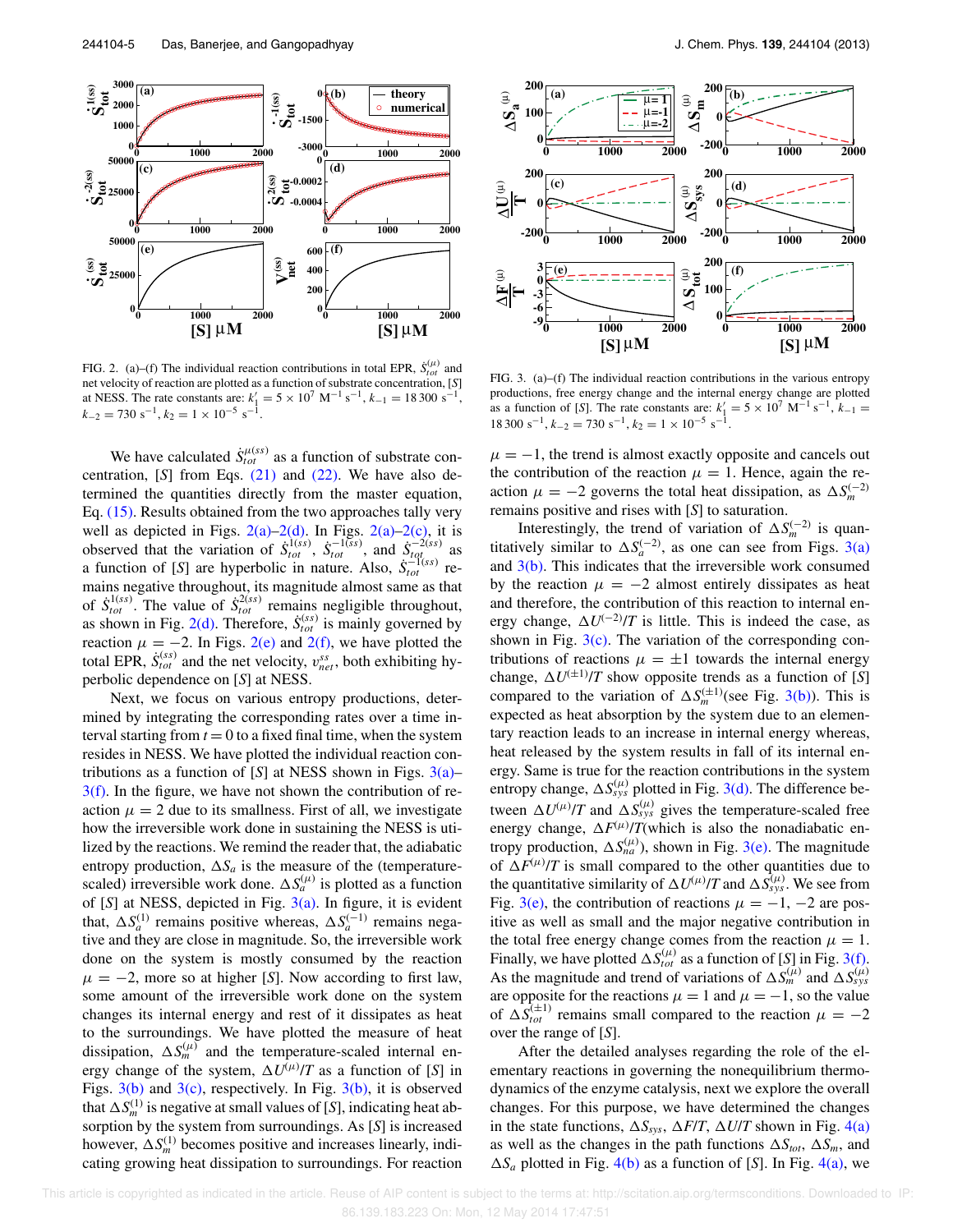FIG. 2. (a)–(f) The individual reaction contributions in total EPR, $\dot{S}_{tot}^{(\mu)}$ and net velocity of reaction are plotted as a function of substrate concentration, $[S]$ at NESS. The rate constants are: $k_1' = 5 \times 10^7$ M$^{-1}$ s$^{-1}$, $k_{-1} = 18\,300$ s$^{-1}$, $k_{-2} = 730$ s$^{-1}$, $k_2 = 1 \times 10^{-5}$ s$^{-1}$.

FIG. 3. (a)–(f) The individual reaction contributions in the various entropy productions, free energy change and the internal energy change are plotted as a function of $[S]$. The rate constants are: $k_1' = 5 \times 10^7$ M$^{-1}$ s$^{-1}$, $k_{-1} = 18\,300$ s$^{-1}$, $k_{-2} = 730$ s$^{-1}$, $k_2 = 1 \times 10^{-5}$ s$^{-1}$.

We have calculated $\dot{S}_{tot}^{\mu(ss)}$ as a function of substrate concentration, $[S]$ from Eqs. (21) and (22). We have also determined the quantities directly from the master equation, Eq. (15). Results obtained from the two approaches tally very well as depicted in Figs. 2(a)–2(d). In Figs. 2(a)–2(c), it is observed that the variation of $\dot{S}_{tot}^{1(ss)}$, $\dot{S}_{tot}^{-1(ss)}$, and $\dot{S}_{tot}^{-2(ss)}$ as a function of $[S]$ are hyperbolic in nature. Also, $\dot{S}_{tot}^{-1(ss)}$ remains negative throughout, its magnitude almost same as that of $\dot{S}_{tot}^{1(ss)}$. The value of $\dot{S}_{tot}^{2(ss)}$ remains negligible throughout, as shown in Fig. 2(d). Therefore, $\dot{S}_{tot}^{(ss)}$ is mainly governed by reaction $\mu = -2$. In Figs. 2(e) and 2(f), we have plotted the total EPR, $\dot{S}_{tot}^{(ss)}$ and the net velocity, $v_{net}^{ss}$, both exhibiting hyperbolic dependence on $[S]$ at NESS.

Next, we focus on various entropy productions, determined by integrating the corresponding rates over a time interval starting from $t = 0$ to a fixed final time, when the system resides in NESS. We have plotted the individual reaction contributions as a function of $[S]$ at NESS shown in Figs. 3(a)–3(f). In the figure, we have not shown the contribution of reaction $\mu = 2$ due to its smallness. First of all, we investigate how the irreversible work done in sustaining the NESS is utilized by the reactions. We remind the reader that, the adiabatic entropy production, $\Delta S_a$ is the measure of the (temperature-scaled) irreversible work done. $\Delta S_a^{(\mu)}$ is plotted as a function of $[S]$ at NESS, depicted in Fig. 3(a). In figure, it is evident that, $\Delta S_a^{(1)}$ remains positive whereas, $\Delta S_a^{(-1)}$ remains negative and they are close in magnitude. So, the irreversible work done on the system is mostly consumed by the reaction $\mu = -2$, more so at higher $[S]$. Now according to first law, some amount of the irreversible work done on the system changes its internal energy and rest of it dissipates as heat to the surroundings. We have plotted the measure of heat dissipation, $\Delta S_m^{(\mu)}$ and the temperature-scaled internal energy change of the system, $\Delta U^{(\mu)}/T$ as a function of $[S]$ in Figs. 3(b) and 3(c), respectively. In Fig. 3(b), it is observed that $\Delta S_m^{(1)}$ is negative at small values of $[S]$, indicating heat absorption by the system from surroundings. As $[S]$ is increased however, $\Delta S_m^{(1)}$ becomes positive and increases linearly, indicating growing heat dissipation to surroundings. For reaction $\mu = -1$, the trend is almost exactly opposite and cancels out the contribution of the reaction $\mu = 1$. Hence, again the reaction $\mu = -2$ governs the total heat dissipation, as $\Delta S_m^{(-2)}$ remains positive and rises with $[S]$ to saturation.

Interestingly, the trend of variation of $\Delta S_m^{(-2)}$ is quantitatively similar to $\Delta S_a^{(-2)}$, as one can see from Figs. 3(a) and 3(b). This indicates that the irreversible work consumed by the reaction $\mu = -2$ almost entirely dissipates as heat and therefore, the contribution of this reaction to internal energy change, $\Delta U^{(-2)}/T$ is little. This is indeed the case, as shown in Fig. 3(c). The variation of the corresponding contributions of reactions $\mu = \pm 1$ towards the internal energy change, $\Delta U^{(\pm 1)}/T$ show opposite trends as a function of $[S]$ compared to the variation of $\Delta S_m^{(\pm 1)}$(see Fig. 3(b)). This is expected as heat absorption by the system due to an elementary reaction leads to an increase in internal energy whereas, heat released by the system results in fall of its internal energy. Same is true for the reaction contributions in the system entropy change, $\Delta S_{sys}^{(\mu)}$ plotted in Fig. 3(d). The difference between $\Delta U^{(\mu)}/T$ and $\Delta S_{sys}^{(\mu)}$ gives the temperature-scaled free energy change, $\Delta F^{(\mu)}/T$(which is also the nonadiabatic entropy production, $\Delta S_{na}^{(\mu)}$), shown in Fig. 3(e). The magnitude of $\Delta F^{(\mu)}/T$ is small compared to the other quantities due to the quantitative similarity of $\Delta U^{(\mu)}/T$ and $\Delta S_{sys}^{(\mu)}$. We see from Fig. 3(e), the contribution of reactions $\mu = -1, -2$ are positive as well as small and the major negative contribution in the total free energy change comes from the reaction $\mu = 1$. Finally, we have plotted $\Delta S_{tot}^{(\mu)}$ as a function of $[S]$ in Fig. 3(f). As the magnitude and trend of variations of $\Delta S_m^{(\mu)}$ and $\Delta S_{sys}^{(\mu)}$ are opposite for the reactions $\mu = 1$ and $\mu = -1$, so the value of $\Delta S_{tot}^{(\pm 1)}$ remains small compared to the reaction $\mu = -2$ over the range of $[S]$.

After the detailed analyses regarding the role of the elementary reactions in governing the nonequilibrium thermodynamics of the enzyme catalysis, next we explore the overall changes. For this purpose, we have determined the changes in the state functions, $\Delta S_{sys}$, $\Delta F/T$, $\Delta U/T$ shown in Fig. 4(a) as well as the changes in the path functions $\Delta S_{tot}$, $\Delta S_m$, and $\Delta S_a$ plotted in Fig. 4(b) as a function of $[S]$. In Fig. 4(a), we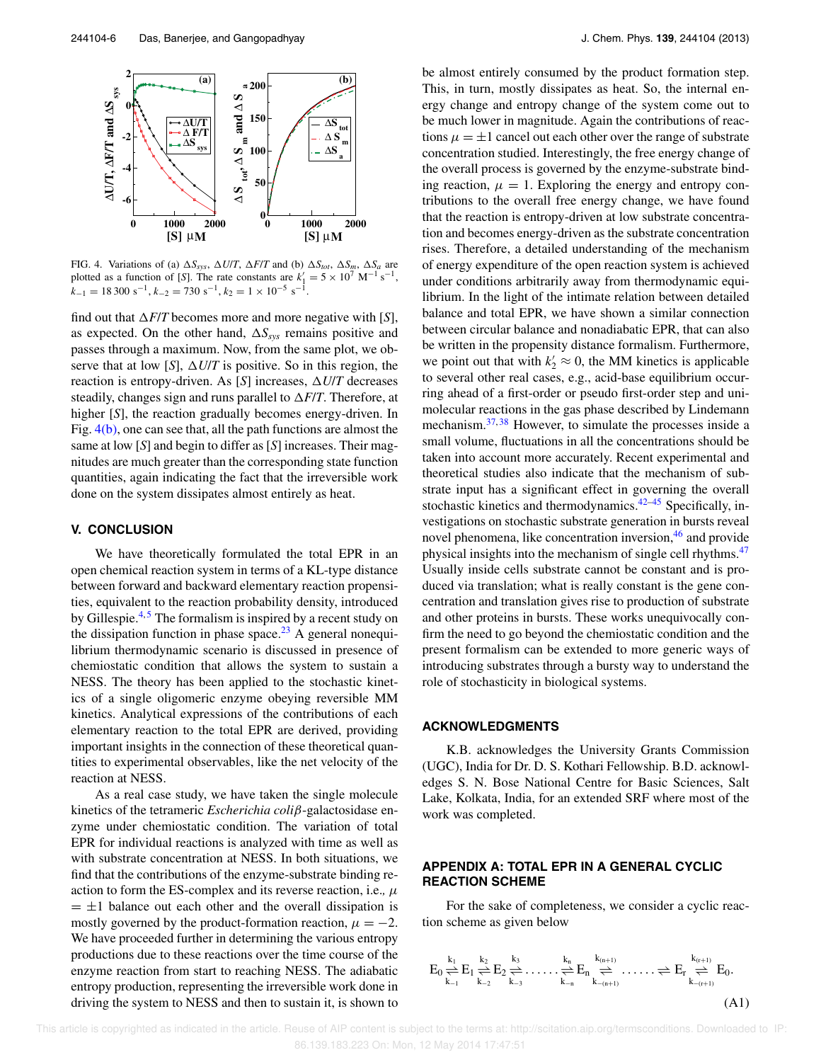FIG. 4. Variations of (a) $\Delta S_{sys}$, $\Delta U/T$, $\Delta F/T$ and (b) $\Delta S_{tot}$, $\Delta S_m$, $\Delta S_a$ are plotted as a function of [*S*]. The rate constants are $k_1' = 5 \times 10^7$ M$^{-1}$ s$^{-1}$, $k_{-1} = 18\,300$ s$^{-1}$, $k_{-2} = 730$ s$^{-1}$, $k_2 = 1 \times 10^{-5}$ s$^{-1}$.

find out that $\Delta F/T$ becomes more and more negative with [*S*], as expected. On the other hand, $\Delta S_{sys}$ remains positive and passes through a maximum. Now, from the same plot, we observe that at low [*S*], $\Delta U/T$ is positive. So in this region, the reaction is entropy-driven. As [*S*] increases, $\Delta U/T$ decreases steadily, changes sign and runs parallel to $\Delta F/T$. Therefore, at higher [*S*], the reaction gradually becomes energy-driven. In Fig. 4(b), one can see that, all the path functions are almost the same at low [*S*] and begin to differ as [*S*] increases. Their magnitudes are much greater than the corresponding state function quantities, again indicating the fact that the irreversible work done on the system dissipates almost entirely as heat.

## V. CONCLUSION

We have theoretically formulated the total EPR in an open chemical reaction system in terms of a KL-type distance between forward and backward elementary reaction propensities, equivalent to the reaction probability density, introduced by Gillespie.[4,5] The formalism is inspired by a recent study on the dissipation function in phase space.[23] A general nonequilibrium thermodynamic scenario is discussed in presence of chemiostatic condition that allows the system to sustain a NESS. The theory has been applied to the stochastic kinetics of a single oligomeric enzyme obeying reversible MM kinetics. Analytical expressions of the contributions of each elementary reaction to the total EPR are derived, providing important insights in the connection of these theoretical quantities to experimental observables, like the net velocity of the reaction at NESS.

As a real case study, we have taken the single molecule kinetics of the tetrameric *Escherichia coli*$\beta$-galactosidase enzyme under chemiostatic condition. The variation of total EPR for individual reactions is analyzed with time as well as with substrate concentration at NESS. In both situations, we find that the contributions of the enzyme-substrate binding reaction to form the ES-complex and its reverse reaction, i.e., $\mu = \pm 1$ balance out each other and the overall dissipation is mostly governed by the product-formation reaction, $\mu = -2$. We have proceeded further in determining the various entropy productions due to these reactions over the time course of the enzyme reaction from start to reaching NESS. The adiabatic entropy production, representing the irreversible work done in driving the system to NESS and then to sustain it, is shown to be almost entirely consumed by the product formation step. This, in turn, mostly dissipates as heat. So, the internal energy change and entropy change of the system come out to be much lower in magnitude. Again the contributions of reactions $\mu = \pm 1$ cancel out each other over the range of substrate concentration studied. Interestingly, the free energy change of the overall process is governed by the enzyme-substrate binding reaction, $\mu = 1$. Exploring the energy and entropy contributions to the overall free energy change, we have found that the reaction is entropy-driven at low substrate concentration and becomes energy-driven as the substrate concentration rises. Therefore, a detailed understanding of the mechanism of energy expenditure of the open reaction system is achieved under conditions arbitrarily away from thermodynamic equilibrium. In the light of the intimate relation between detailed balance and total EPR, we have shown a similar connection between circular balance and nonadiabatic EPR, that can also be written in the propensity distance formalism. Furthermore, we point out that with $k_2' \approx 0$, the MM kinetics is applicable to several other real cases, e.g., acid-base equilibrium occurring ahead of a first-order or pseudo first-order step and unimolecular reactions in the gas phase described by Lindemann mechanism.[37,38] However, to simulate the processes inside a small volume, fluctuations in all the concentrations should be taken into account more accurately. Recent experimental and theoretical studies also indicate that the mechanism of substrate input has a significant effect in governing the overall stochastic kinetics and thermodynamics.[42–45] Specifically, investigations on stochastic substrate generation in bursts reveal novel phenomena, like concentration inversion,[46] and provide physical insights into the mechanism of single cell rhythms.[47] Usually inside cells substrate cannot be constant and is produced via translation; what is really constant is the gene concentration and translation gives rise to production of substrate and other proteins in bursts. These works unequivocally confirm the need to go beyond the chemiostatic condition and the present formalism can be extended to more generic ways of introducing substrates through a bursty way to understand the role of stochasticity in biological systems.

## ACKNOWLEDGMENTS

K.B. acknowledges the University Grants Commission (UGC), India for Dr. D. S. Kothari Fellowship. B.D. acknowledges S. N. Bose National Centre for Basic Sciences, Salt Lake, Kolkata, India, for an extended SRF where most of the work was completed.

## APPENDIX A: TOTAL EPR IN A GENERAL CYCLIC REACTION SCHEME

For the sake of completeness, we consider a cyclic reaction scheme as given below

$$E_0 \underset{k_{-1}}{\overset{k_1}{\rightleftharpoons}} E_1 \underset{k_{-2}}{\overset{k_2}{\rightleftharpoons}} E_2 \underset{k_{-3}}{\overset{k_3}{\rightleftharpoons}} \ldots\ldots \underset{k_{-n}}{\overset{k_n}{\rightleftharpoons}} E_n \underset{k_{-(n+1)}}{\overset{k_{(n+1)}}{\rightleftharpoons}} \ldots\ldots \rightleftharpoons E_r \underset{k_{-(r+1)}}{\overset{k_{(r+1)}}{\rightleftharpoons}} E_0. \tag{A1}$$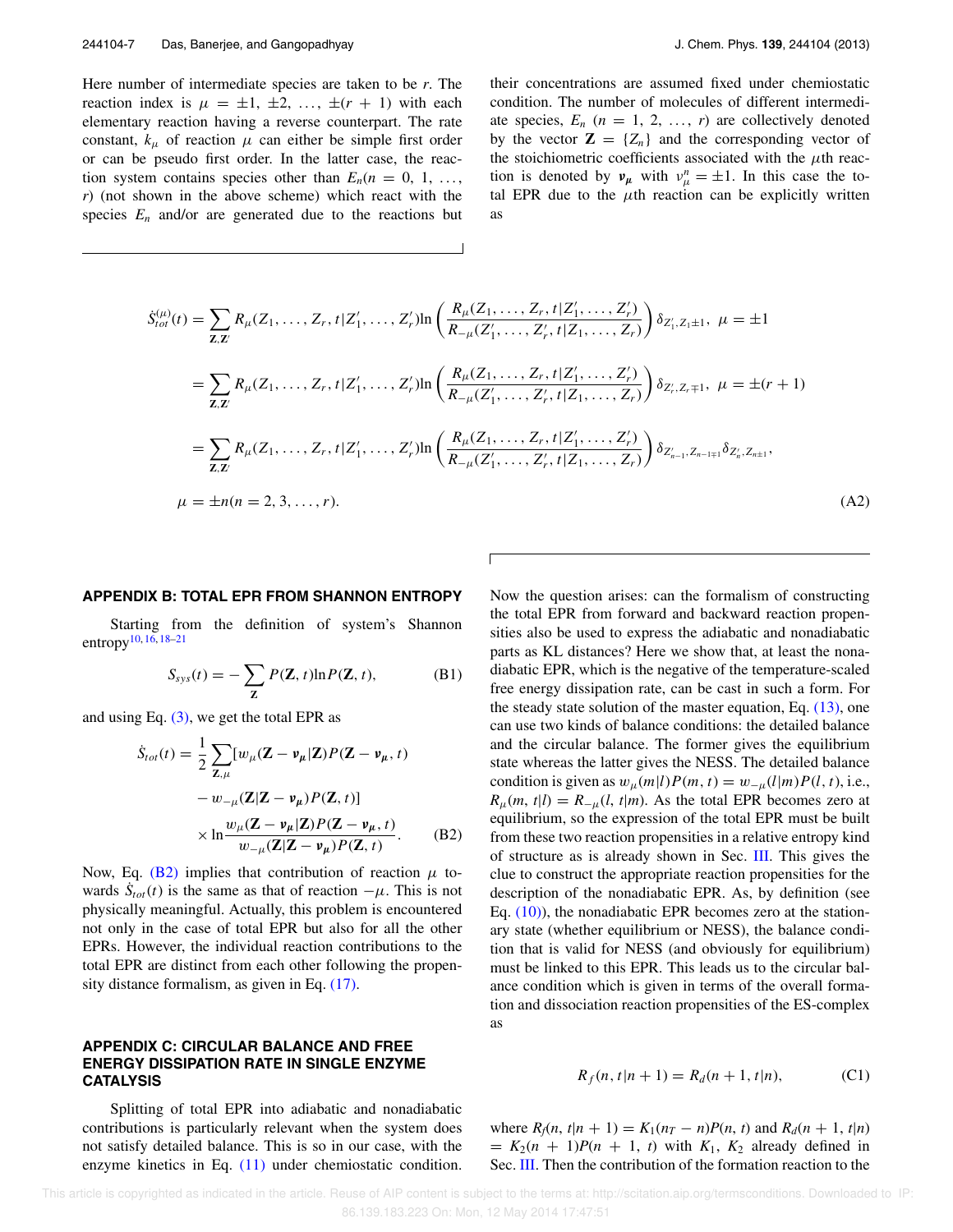Here number of intermediate species are taken to be $r$. The reaction index is $\mu = \pm 1, \pm 2, \ldots, \pm(r+1)$ with each elementary reaction having a reverse counterpart. The rate constant, $k_\mu$ of reaction $\mu$ can either be simple first order or can be pseudo first order. In the latter case, the reaction system contains species other than $E_n (n = 0, 1, \ldots, r)$ (not shown in the above scheme) which react with the species $E_n$ and/or are generated due to the reactions but their concentrations are assumed fixed under chemiostatic condition. The number of molecules of different intermediate species, $E_n$ ($n = 1, 2, \ldots, r$) are collectively denoted by the vector $\mathbf{Z} = \{Z_n\}$ and the corresponding vector of the stoichiometric coefficients associated with the $\mu$th reaction is denoted by $\boldsymbol{\nu_\mu}$ with $\nu_\mu^n = \pm 1$. In this case the total EPR due to the $\mu$th reaction can be explicitly written as

$$
\begin{aligned}
\dot{S}_{tot}^{(\mu)}(t) &= \sum_{\mathbf{Z},\mathbf{Z}'} R_\mu(Z_1, \ldots, Z_r, t | Z_1', \ldots, Z_r') \ln\left(\frac{R_\mu(Z_1, \ldots, Z_r, t | Z_1', \ldots, Z_r')}{R_{-\mu}(Z_1', \ldots, Z_r', t | Z_1, \ldots, Z_r)}\right) \delta_{Z_1', Z_1 \pm 1}, \ \mu = \pm 1 \\
&= \sum_{\mathbf{Z},\mathbf{Z}'} R_\mu(Z_1, \ldots, Z_r, t | Z_1', \ldots, Z_r') \ln\left(\frac{R_\mu(Z_1, \ldots, Z_r, t | Z_1', \ldots, Z_r')}{R_{-\mu}(Z_1', \ldots, Z_r', t | Z_1, \ldots, Z_r)}\right) \delta_{Z_r', Z_r \mp 1}, \ \mu = \pm(r+1) \\
&= \sum_{\mathbf{Z},\mathbf{Z}'} R_\mu(Z_1, \ldots, Z_r, t | Z_1', \ldots, Z_r') \ln\left(\frac{R_\mu(Z_1, \ldots, Z_r, t | Z_1', \ldots, Z_r')}{R_{-\mu}(Z_1', \ldots, Z_r', t | Z_1, \ldots, Z_r)}\right) \delta_{Z_{n-1}', Z_{n-1} \mp 1} \delta_{Z_n', Z_n \pm 1}, \\
\mu &= \pm n (n = 2, 3, \ldots, r). \qquad \text{(A2)}
\end{aligned}
$$

## APPENDIX B: TOTAL EPR FROM SHANNON ENTROPY

Starting from the definition of system's Shannon entropy[10,16,18–21]

$$S_{sys}(t) = -\sum_{\mathbf{Z}} P(\mathbf{Z}, t) \ln P(\mathbf{Z}, t), \qquad \text{(B1)}$$

and using Eq. (3), we get the total EPR as

$$
\begin{aligned}
\dot{S}_{tot}(t) = \frac{1}{2} \sum_{\mathbf{Z},\mu} &[w_\mu(\mathbf{Z} - \boldsymbol{\nu_\mu} | \mathbf{Z}) P(\mathbf{Z} - \boldsymbol{\nu_\mu}, t) \\
&- w_{-\mu}(\mathbf{Z} | \mathbf{Z} - \boldsymbol{\nu_\mu}) P(\mathbf{Z}, t)] \\
&\times \ln \frac{w_\mu(\mathbf{Z} - \boldsymbol{\nu_\mu} | \mathbf{Z}) P(\mathbf{Z} - \boldsymbol{\nu_\mu}, t)}{w_{-\mu}(\mathbf{Z} | \mathbf{Z} - \boldsymbol{\nu_\mu}) P(\mathbf{Z}, t)}. \qquad \text{(B2)}
\end{aligned}
$$

Now, Eq. (B2) implies that contribution of reaction $\mu$ towards $\dot{S}_{tot}(t)$ is the same as that of reaction $-\mu$. This is not physically meaningful. Actually, this problem is encountered not only in the case of total EPR but also for all the other EPRs. However, the individual reaction contributions to the total EPR are distinct from each other following the propensity distance formalism, as given in Eq. (17).

## APPENDIX C: CIRCULAR BALANCE AND FREE ENERGY DISSIPATION RATE IN SINGLE ENZYME CATALYSIS

Splitting of total EPR into adiabatic and nonadiabatic contributions is particularly relevant when the system does not satisfy detailed balance. This is so in our case, with the enzyme kinetics in Eq. (11) under chemiostatic condition. Now the question arises: can the formalism of constructing the total EPR from forward and backward reaction propensities also be used to express the adiabatic and nonadiabatic parts as KL distances? Here we show that, at least the nonadiabatic EPR, which is the negative of the temperature-scaled free energy dissipation rate, can be cast in such a form. For the steady state solution of the master equation, Eq. (13), one can use two kinds of balance conditions: the detailed balance and the circular balance. The former gives the equilibrium state whereas the latter gives the NESS. The detailed balance condition is given as $w_\mu(m|l)P(m, t) = w_{-\mu}(l|m)P(l, t)$, i.e., $R_\mu(m, t|l) = R_{-\mu}(l, t|m)$. As the total EPR becomes zero at equilibrium, so the expression of the total EPR must be built from these two reaction propensities in a relative entropy kind of structure as is already shown in Sec. III. This gives the clue to construct the appropriate reaction propensities for the description of the nonadiabatic EPR. As, by definition (see Eq. (10)), the nonadiabatic EPR becomes zero at the stationary state (whether equilibrium or NESS), the balance condition that is valid for NESS (and obviously for equilibrium) must be linked to this EPR. This leads us to the circular balance condition which is given in terms of the overall formation and dissociation reaction propensities of the ES-complex as

$$R_f(n, t|n+1) = R_d(n+1, t|n), \qquad \text{(C1)}$$

where $R_f(n, t|n+1) = K_1(n_T - n)P(n, t)$ and $R_d(n+1, t|n) = K_2(n+1)P(n+1, t)$ with $K_1$, $K_2$ already defined in Sec. III. Then the contribution of the formation reaction to the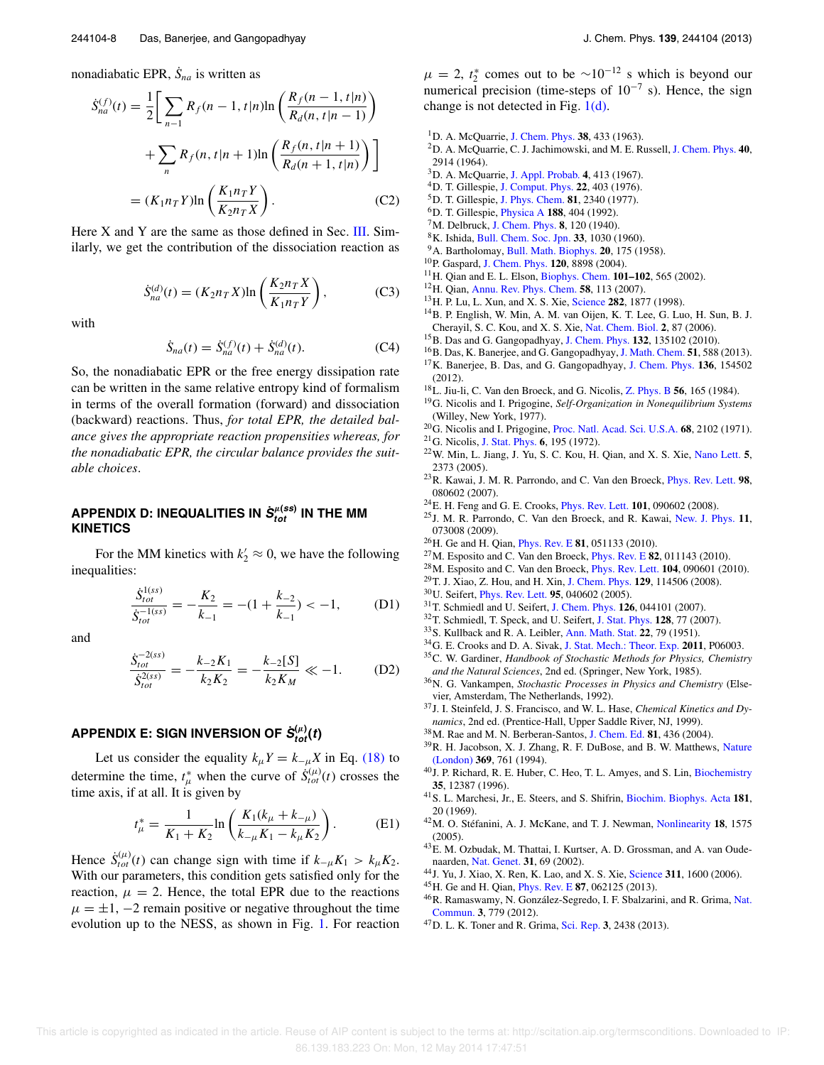nonadiabatic EPR, $\dot{S}_{na}$ is written as

$$
\begin{aligned}
\dot{S}_{na}^{(f)}(t) &= \frac{1}{2}\Bigg[\sum_{n-1} R_f(n-1,t|n)\ln\left(\frac{R_f(n-1,t|n)}{R_d(n,t|n-1)}\right) \\
&\quad + \sum_{n} R_f(n,t|n+1)\ln\left(\frac{R_f(n,t|n+1)}{R_d(n+1,t|n)}\right)\Bigg] \\
&= (K_1 n_T Y)\ln\left(\frac{K_1 n_T Y}{K_2 n_T X}\right). \qquad \text{(C2)}
\end{aligned}
$$

Here X and Y are the same as those defined in Sec. III. Similarly, we get the contribution of the dissociation reaction as

$$
\dot{S}_{na}^{(d)}(t) = (K_2 n_T X)\ln\left(\frac{K_2 n_T X}{K_1 n_T Y}\right), \qquad \text{(C3)}
$$

with

$$
\dot{S}_{na}(t) = \dot{S}_{na}^{(f)}(t) + \dot{S}_{na}^{(d)}(t). \qquad \text{(C4)}
$$

So, the nonadiabatic EPR or the free energy dissipation rate can be written in the same relative entropy kind of formalism in terms of the overall formation (forward) and dissociation (backward) reactions. Thus, *for total EPR, the detailed balance gives the appropriate reaction propensities whereas, for the nonadiabatic EPR, the circular balance provides the suitable choices*.

## APPENDIX D: INEQUALITIES IN $\dot{S}_{tot}^{\mu(ss)}$ IN THE MM KINETICS

For the MM kinetics with $k_2' \approx 0$, we have the following inequalities:

$$
\frac{\dot{S}_{tot}^{1(ss)}}{\dot{S}_{tot}^{-1(ss)}} = -\frac{K_2}{k_{-1}} = -(1+\frac{k_{-2}}{k_{-1}}) < -1, \qquad \text{(D1)}
$$

and

$$
\frac{\dot{S}_{tot}^{-2(ss)}}{\dot{S}_{tot}^{2(ss)}} = -\frac{k_{-2}K_1}{k_2 K_2} = -\frac{k_{-2}[S]}{k_2 K_M} \ll -1. \qquad \text{(D2)}
$$

## APPENDIX E: SIGN INVERSION OF $\dot{S}_{tot}^{(\mu)}(t)$

Let us consider the equality $k_\mu Y = k_{-\mu} X$ in Eq. (18) to determine the time, $t_\mu^*$ when the curve of $\dot{S}_{tot}^{(\mu)}(t)$ crosses the time axis, if at all. It is given by

$$
t_\mu^* = \frac{1}{K_1+K_2}\ln\left(\frac{K_1(k_\mu + k_{-\mu})}{k_{-\mu}K_1 - k_\mu K_2}\right). \qquad \text{(E1)}
$$

Hence $\dot{S}_{tot}^{(\mu)}(t)$ can change sign with time if $k_{-\mu}K_1 > k_\mu K_2$. With our parameters, this condition gets satisfied only for the reaction, $\mu = 2$. Hence, the total EPR due to the reactions $\mu = \pm 1, -2$ remain positive or negative throughout the time evolution up to the NESS, as shown in Fig. 1. For reaction $\mu = 2$, $t_2^*$ comes out to be $\sim 10^{-12}$ s which is beyond our numerical precision (time-steps of $10^{-7}$ s). Hence, the sign change is not detected in Fig. 1(d).

[1] D. A. McQuarrie, J. Chem. Phys. **38**, 433 (1963).
[2] D. A. McQuarrie, C. J. Jachimowski, and M. E. Russell, J. Chem. Phys. **40**, 2914 (1964).
[3] D. A. McQuarrie, J. Appl. Probab. **4**, 413 (1967).
[4] D. T. Gillespie, J. Comput. Phys. **22**, 403 (1976).
[5] D. T. Gillespie, J. Phys. Chem. **81**, 2340 (1977).
[6] D. T. Gillespie, Physica A **188**, 404 (1992).
[7] M. Delbruck, J. Chem. Phys. **8**, 120 (1940).
[8] K. Ishida, Bull. Chem. Soc. Jpn. **33**, 1030 (1960).
[9] A. Bartholomay, Bull. Math. Biophys. **20**, 175 (1958).
[10] P. Gaspard, J. Chem. Phys. **120**, 8898 (2004).
[11] H. Qian and E. L. Elson, Biophys. Chem. **101–102**, 565 (2002).
[12] H. Qian, Annu. Rev. Phys. Chem. **58**, 113 (2007).
[13] H. P. Lu, L. Xun, and X. S. Xie, Science **282**, 1877 (1998).
[14] B. P. English, W. Min, A. M. van Oijen, K. T. Lee, G. Luo, H. Sun, B. J. Cherayil, S. C. Kou, and X. S. Xie, Nat. Chem. Biol. **2**, 87 (2006).
[15] B. Das and G. Gangopadhyay, J. Chem. Phys. **132**, 135102 (2010).
[16] B. Das, K. Banerjee, and G. Gangopadhyay, J. Math. Chem. **51**, 588 (2013).
[17] K. Banerjee, B. Das, and G. Gangopadhyay, J. Chem. Phys. **136**, 154502 (2012).
[18] L. Jiu-li, C. Van den Broeck, and G. Nicolis, Z. Phys. B **56**, 165 (1984).
[19] G. Nicolis and I. Prigogine, *Self-Organization in Nonequilibrium Systems* (Willey, New York, 1977).
[20] G. Nicolis and I. Prigogine, Proc. Natl. Acad. Sci. U.S.A. **68**, 2102 (1971).
[21] G. Nicolis, J. Stat. Phys. **6**, 195 (1972).
[22] W. Min, L. Jiang, J. Yu, S. C. Kou, H. Qian, and X. S. Xie, Nano Lett. **5**, 2373 (2005).
[23] R. Kawai, J. M. R. Parrondo, and C. Van den Broeck, Phys. Rev. Lett. **98**, 080602 (2007).
[24] E. H. Feng and G. E. Crooks, Phys. Rev. Lett. **101**, 090602 (2008).
[25] J. M. R. Parrondo, C. Van den Broeck, and R. Kawai, New. J. Phys. **11**, 073008 (2009).
[26] H. Ge and H. Qian, Phys. Rev. E **81**, 051133 (2010).
[27] M. Esposito and C. Van den Broeck, Phys. Rev. E **82**, 011143 (2010).
[28] M. Esposito and C. Van den Broeck, Phys. Rev. Lett. **104**, 090601 (2010).
[29] T. J. Xiao, Z. Hou, and H. Xin, J. Chem. Phys. **129**, 114506 (2008).
[30] U. Seifert, Phys. Rev. Lett. **95**, 040602 (2005).
[31] T. Schmiedl and U. Seifert, J. Chem. Phys. **126**, 044101 (2007).
[32] T. Schmiedl, T. Speck, and U. Seifert, J. Stat. Phys. **128**, 77 (2007).
[33] S. Kullback and R. A. Leibler, Ann. Math. Stat. **22**, 79 (1951).
[34] G. E. Crooks and D. A. Sivak, J. Stat. Mech.: Theor. Exp. **2011**, P06003.
[35] C. W. Gardiner, *Handbook of Stochastic Methods for Physics, Chemistry and the Natural Sciences*, 2nd ed. (Springer, New York, 1985).
[36] N. G. Vankampen, *Stochastic Processes in Physics and Chemistry* (Elsevier, Amsterdam, The Netherlands, 1992).
[37] J. I. Steinfeld, J. S. Francisco, and W. L. Hase, *Chemical Kinetics and Dynamics*, 2nd ed. (Prentice-Hall, Upper Saddle River, NJ, 1999).
[38] M. Rae and M. N. Berberan-Santos, J. Chem. Ed. **81**, 436 (2004).
[39] R. H. Jacobson, X. J. Zhang, R. F. DuBose, and B. W. Matthews, Nature (London) **369**, 761 (1994).
[40] J. P. Richard, R. E. Huber, C. Heo, T. L. Amyes, and S. Lin, Biochemistry **35**, 12387 (1996).
[41] S. L. Marchesi, Jr., E. Steers, and S. Shifrin, Biochim. Biophys. Acta **181**, 20 (1969).
[42] M. O. Stéfanini, A. J. McKane, and T. J. Newman, Nonlinearity **18**, 1575 (2005).
[43] E. M. Ozbudak, M. Thattai, I. Kurtser, A. D. Grossman, and A. van Oudenaarden, Nat. Genet. **31**, 69 (2002).
[44] J. Yu, J. Xiao, X. Ren, K. Lao, and X. S. Xie, Science **311**, 1600 (2006).
[45] H. Ge and H. Qian, Phys. Rev. E **87**, 062125 (2013).
[46] R. Ramaswamy, N. González-Segredo, I. F. Sbalzarini, and R. Grima, Nat. Commun. **3**, 779 (2012).
[47] D. L. K. Toner and R. Grima, Sci. Rep. **3**, 2438 (2013).